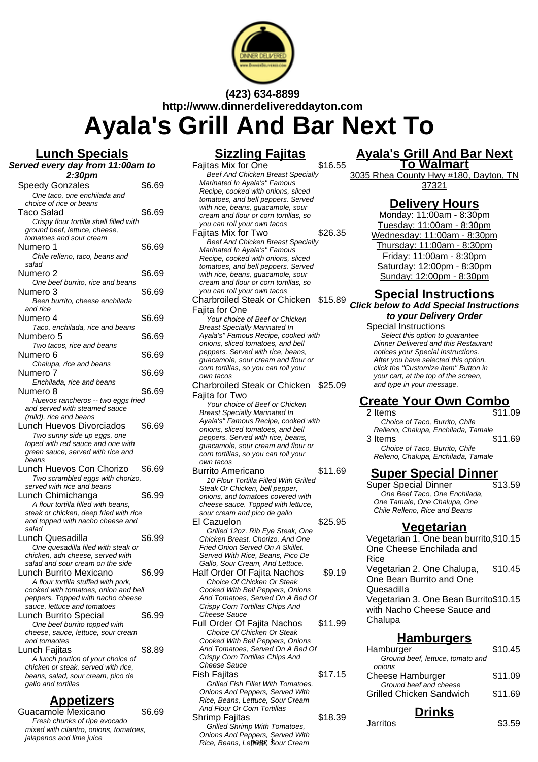**(423) 634-8899**
**http://www.dinnerdelivereddayton.com**

# Ayala's Grill And Bar Next To

## Lunch Specials

***Served every day from 11:00am to 2:30pm***

Speedy Gonzales $6.69
*One taco, one enchilada and choice of rice or beans*

Taco Salad $6.69
*Crispy flour tortilla shell filled with ground beef, lettuce, cheese, tomatoes and sour cream*

Numero 1 $6.69
*Chile relleno, taco, beans and salad*

Numero 2 $6.69
*One beef burrito, rice and beans*

Numero 3 $6.69
*Been burrito, cheese enchilada and rice*

Numero 4 $6.69
*Taco, enchilada, rice and beans*

Numbero 5 $6.69
*Two tacos, rice and beans*

Numero 6 $6.69
*Chalupa, rice and beans*

Numero 7 $6.69
*Enchilada, rice and beans*

Numero 8 $6.69
*Huevos rancheros -- two eggs fried and served with steamed sauce (mild), rice and beans*

Lunch Huevos Divorciados $6.69
*Two sunny side up eggs, one toped with red sauce and one with green sauce, served with rice and beans*

Lunch Huevos Con Chorizo $6.69
*Two scrambled eggs with chorizo, served with rice and beans*

Lunch Chimichanga $6.99
*A flour tortilla filled with beans, steak or chicken, deep fried with rice and topped with nacho cheese and salad*

Lunch Quesadilla $6.99
*One quesadilla filed with steak or chicken, adn cheese, served with salad and sour cream on the side*

Lunch Burrito Mexicano $6.99
*A flour tortilla stuffed with pork, cooked with tomatoes, onion and bell peppers. Topped with nacho cheese sauce, lettuce and tomatoes*

Lunch Burrito Special $6.99
*One beef burrito topped with cheese, sauce, lettuce, sour cream and tomatoes*

Lunch Fajitas $8.89
*A lunch portion of your choice of chicken or steak, served with rice, beans, salad, sour cream, pico de gallo and tortillas*

## Appetizers

Guacamole Mexicano $6.69
*Fresh chunks of ripe avocado mixed with cilantro, onions, tomatoes, jalapenos and lime juice*

## Sizzling Fajitas

Fajitas Mix for One $16.55
*Beef And Chicken Breast Specially Marinated In Ayala's" Famous Recipe, cooked with onions, sliced tomatoes, and bell peppers. Served with rice, beans, guacamole, sour cream and flour or corn tortillas, so you can roll your own tacos*

Fajitas Mix for Two $26.35
*Beef And Chicken Breast Specially Marinated In Ayala's" Famous Recipe, cooked with onions, sliced tomatoes, and bell peppers. Served with rice, beans, guacamole, sour cream and flour or corn tortillas, so you can roll your own tacos*

Charbroiled Steak or Chicken Fajita for One $15.89
*Your choice of Beef or Chicken Breast Specially Marinated In Ayala's" Famous Recipe, cooked with onions, sliced tomatoes, and bell peppers. Served with rice, beans, guacamole, sour cream and flour or corn tortillas, so you can roll your own tacos*

Charbroiled Steak or Chicken Fajita for Two $25.09
*Your choice of Beef or Chicken Breast Specially Marinated In Ayala's" Famous Recipe, cooked with onions, sliced tomatoes, and bell peppers. Served with rice, beans, guacamole, sour cream and flour or corn tortillas, so you can roll your own tacos*

Burrito Americano $11.69
*10 Flour Tortilla Filled With Grilled Steak Or Chicken, bell pepper, onions, and tomatoes covered with cheese sauce. Topped with lettuce, sour cream and pico de gallo*

El Cazuelon $25.95
*Grilled 12oz. Rib Eye Steak, One Chicken Breast, Chorizo, And One Fried Onion Served On A Skillet. Served With Rice, Beans, Pico De Gallo, Sour Cream, And Lettuce.*

Half Order Of Fajita Nachos $9.19
*Choice Of Chicken Or Steak Cooked With Bell Peppers, Onions And Tomatoes, Served On A Bed Of Crispy Corn Tortillas Chips And Cheese Sauce*

Full Order Of Fajita Nachos $11.99
*Choice Of Chicken Or Steak Cooked With Bell Peppers, Onions And Tomatoes, Served On A Bed Of Crispy Corn Tortillas Chips And Cheese Sauce*

Fish Fajitas $17.15
*Grilled Fish Fillet With Tomatoes, Onions And Peppers, Served With Rice, Beans, Lettuce, Sour Cream And Flour Or Corn Tortillas*

Shrimp Fajitas $18.39
*Grilled Shrimp With Tomatoes, Onions And Peppers, Served With Rice, Beans, Lettuce, Sour Cream*

## Ayala's Grill And Bar Next To Walmart

3035 Rhea County Hwy #180, Dayton, TN 37321

## Delivery Hours

Monday: 11:00am - 8:30pm
Tuesday: 11:00am - 8:30pm
Wednesday: 11:00am - 8:30pm
Thursday: 11:00am - 8:30pm
Friday: 11:00am - 8:30pm
Saturday: 12:00pm - 8:30pm
Sunday: 12:00pm - 8:30pm

## Special Instructions

***Click below to Add Special Instructions to your Delivery Order***

Special Instructions
*Select this option to guarantee Dinner Delivered and this Restaurant notices your Special Instructions. After you have selected this option, click the "Customize Item" Button in your cart, at the top of the screen, and type in your message.*

## Create Your Own Combo

2 Items $11.09
*Choice of Taco, Burrito, Chile Relleno, Chalupa, Enchilada, Tamale*

3 Items $11.69
*Choice of Taco, Burrito, Chile Relleno, Chalupa, Enchilada, Tamale*

## Super Special Dinner

Super Special Dinner $13.59
*One Beef Taco, One Enchilada, One Tamale, One Chalupa, One Chile Relleno, Rice and Beans*

## Vegetarian

Vegetarian 1. One bean burrito, One Cheese Enchilada and Rice $10.15

Vegetarian 2. One Chalupa, One Bean Burrito and One Quesadilla $10.45

Vegetarian 3. One Bean Burrito with Nacho Cheese Sauce and Chalupa $10.15

## Hamburgers

Hamburger $10.45
*Ground beef, lettuce, tomato and onions*

Cheese Hamburger $11.09
*Ground beef and cheese*

Grilled Chicken Sandwich $11.69

## Drinks

Jarritos $3.59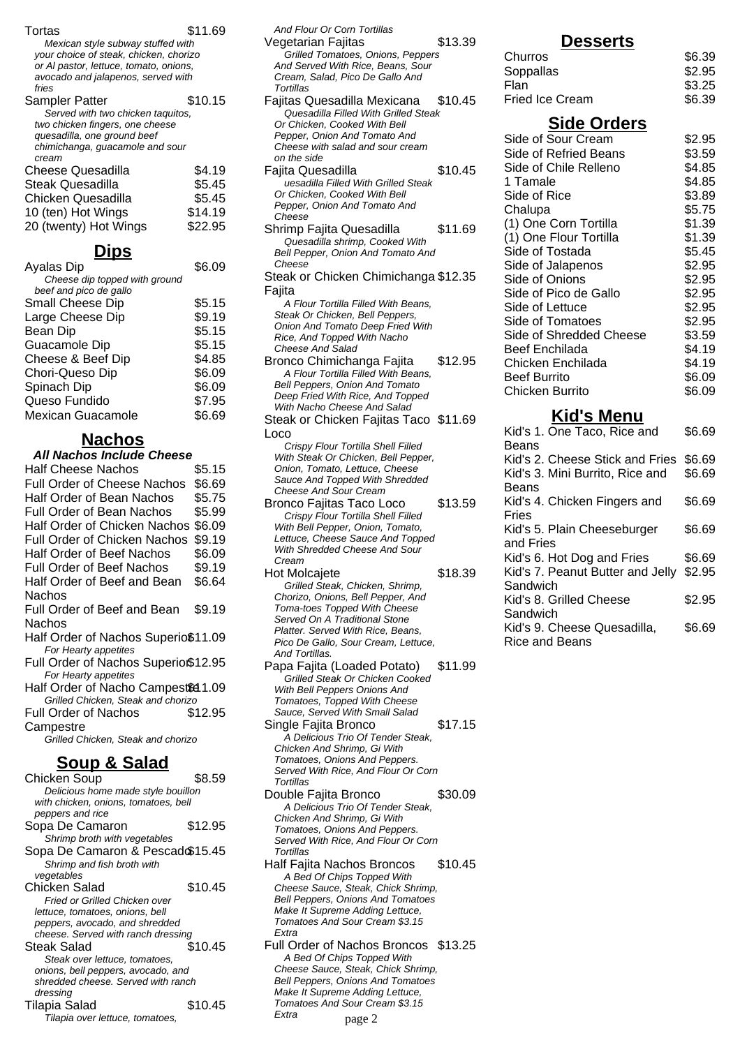Tortas $11.69
*Mexican style subway stuffed with your choice of steak, chicken, chorizo or Al pastor, lettuce, tomato, onions, avocado and jalapenos, served with fries*

Sampler Patter $10.15
*Served with two chicken taquitos, two chicken fingers, one cheese quesadilla, one ground beef chimichanga, guacamole and sour cream*

Cheese Quesadilla $4.19

Steak Quesadilla $5.45

Chicken Quesadilla $5.45

10 (ten) Hot Wings $14.19

20 (twenty) Hot Wings $22.95

## Dips

Ayalas Dip $6.09
*Cheese dip topped with ground beef and pico de gallo*

Small Cheese Dip $5.15

Large Cheese Dip $9.19

Bean Dip $5.15

Guacamole Dip $5.15

Cheese & Beef Dip $4.85

Chori-Queso Dip $6.09

Spinach Dip $6.09

Queso Fundido $7.95

Mexican Guacamole $6.69

## Nachos

***All Nachos Include Cheese***

Half Cheese Nachos $5.15

Full Order of Cheese Nachos $6.69

Half Order of Bean Nachos $5.75

Full Order of Bean Nachos $5.99

Half Order of Chicken Nachos $6.09

Full Order of Chicken Nachos $9.19

Half Order of Beef Nachos $6.09

Full Order of Beef Nachos $9.19

Half Order of Beef and Bean Nachos $6.64

Full Order of Beef and Bean Nachos $9.19

Half Order of Nachos Superior $11.09
*For Hearty appetites*

Full Order of Nachos Superior $12.95
*For Hearty appetites*

Half Order of Nacho Campestre $11.09
*Grilled Chicken, Steak and chorizo*

Full Order of Nachos Campestre $12.95
*Grilled Chicken, Steak and chorizo*

## Soup & Salad

Chicken Soup $8.59
*Delicious home made style bouillon with chicken, onions, tomatoes, bell peppers and rice*

Sopa De Camaron $12.95
*Shrimp broth with vegetables*

Sopa De Camaron & Pescado $15.45
*Shrimp and fish broth with vegetables*

Chicken Salad $10.45
*Fried or Grilled Chicken over lettuce, tomatoes, onions, bell peppers, avocado, and shredded cheese. Served with ranch dressing*

Steak Salad $10.45
*Steak over lettuce, tomatoes, onions, bell peppers, avocado, and shredded cheese. Served with ranch dressing*

Tilapia Salad $10.45
*Tilapia over lettuce, tomatoes,*

*And Flour Or Corn Tortillas*

Vegetarian Fajitas $13.39
*Grilled Tomatoes, Onions, Peppers And Served With Rice, Beans, Sour Cream, Salad, Pico De Gallo And Tortillas*

Fajitas Quesadilla Mexicana $10.45
*Quesadilla Filled With Grilled Steak Or Chicken, Cooked With Bell Pepper, Onion And Tomato And Cheese with salad and sour cream on the side*

Fajita Quesadilla $10.45
*uesadilla Filled With Grilled Steak Or Chicken, Cooked With Bell Pepper, Onion And Tomato And Cheese*

Shrimp Fajita Quesadilla $11.69
*Quesadilla shrimp, Cooked With Bell Pepper, Onion And Tomato And Cheese*

Steak or Chicken Chimichanga Fajita $12.35
*A Flour Tortilla Filled With Beans, Steak Or Chicken, Bell Peppers, Onion And Tomato Deep Fried With Rice, And Topped With Nacho Cheese And Salad*

Bronco Chimichanga Fajita $12.95
*A Flour Tortilla Filled With Beans, Bell Peppers, Onion And Tomato Deep Fried With Rice, And Topped With Nacho Cheese And Salad*

Steak or Chicken Fajitas Taco Loco $11.69
*Crispy Flour Tortilla Shell Filled With Steak Or Chicken, Bell Pepper, Onion, Tomato, Lettuce, Cheese Sauce And Topped With Shredded Cheese And Sour Cream*

Bronco Fajitas Taco Loco $13.59
*Crispy Flour Tortilla Shell Filled With Bell Pepper, Onion, Tomato, Lettuce, Cheese Sauce And Topped With Shredded Cheese And Sour Cream*

Hot Molcajete $18.39
*Grilled Steak, Chicken, Shrimp, Chorizo, Onions, Bell Pepper, And Toma-toes Topped With Cheese Served On A Traditional Stone Platter. Served With Rice, Beans, Pico De Gallo, Sour Cream, Lettuce, And Tortillas.*

Papa Fajita (Loaded Potato) $11.99
*Grilled Steak Or Chicken Cooked With Bell Peppers Onions And Tomatoes, Topped With Cheese Sauce, Served With Small Salad*

Single Fajita Bronco $17.15
*A Delicious Trio Of Tender Steak, Chicken And Shrimp, Gi With Tomatoes, Onions And Peppers. Served With Rice, And Flour Or Corn Tortillas*

Double Fajita Bronco $30.09
*A Delicious Trio Of Tender Steak, Chicken And Shrimp, Gi With Tomatoes, Onions And Peppers. Served With Rice, And Flour Or Corn Tortillas*

Half Fajita Nachos Broncos $10.45
*A Bed Of Chips Topped With Cheese Sauce, Steak, Chick Shrimp, Bell Peppers, Onions And Tomatoes Make It Supreme Adding Lettuce, Tomatoes And Sour Cream $3.15 Extra*

Full Order of Nachos Broncos $13.25
*A Bed Of Chips Topped With Cheese Sauce, Steak, Chick Shrimp, Bell Peppers, Onions And Tomatoes Make It Supreme Adding Lettuce, Tomatoes And Sour Cream $3.15 Extra*

## Desserts

Churros $6.39

Soppallas $2.95

Flan $3.25

Fried Ice Cream $6.39

## Side Orders

Side of Sour Cream $2.95

Side of Refried Beans $3.59

Side of Chile Relleno $4.85

1 Tamale $4.85

Side of Rice $3.89

Chalupa $5.75

(1) One Corn Tortilla $1.39

(1) One Flour Tortilla $1.39

Side of Tostada $5.45

Side of Jalapenos $2.95

Side of Onions $2.95

Side of Pico de Gallo $2.95

Side of Lettuce $2.95

Side of Tomatoes $2.95

Side of Shredded Cheese $3.59

Beef Enchilada $4.19

Chicken Enchilada $4.19

Beef Burrito $6.09

Chicken Burrito $6.09

## Kid's Menu

Kid's 1. One Taco, Rice and Beans $6.69

Kid's 2. Cheese Stick and Fries $6.69

Kid's 3. Mini Burrito, Rice and Beans $6.69

Kid's 4. Chicken Fingers and Fries $6.69

Kid's 5. Plain Cheeseburger and Fries $6.69

Kid's 6. Hot Dog and Fries $6.69

Kid's 7. Peanut Butter and Jelly Sandwich $2.95

Kid's 8. Grilled Cheese Sandwich $2.95

Kid's 9. Cheese Quesadilla, Rice and Beans $6.69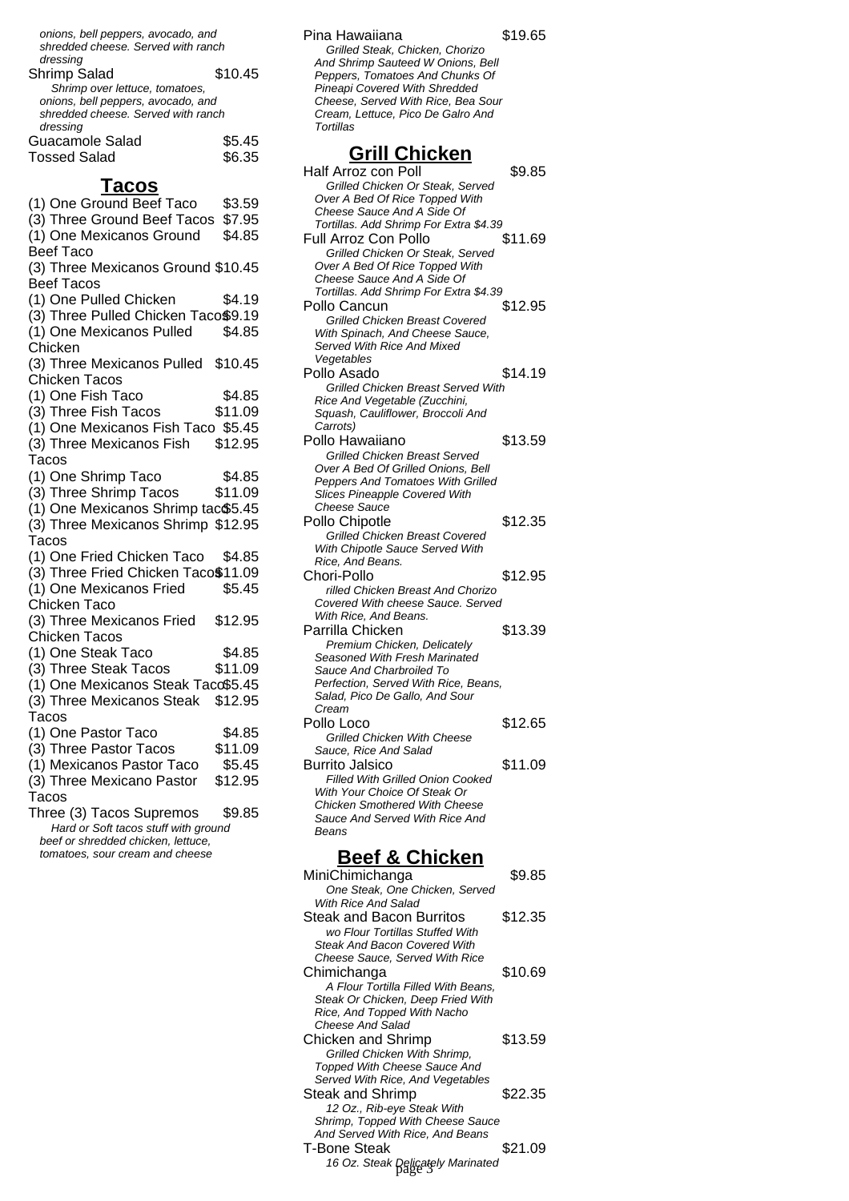onions, bell peppers, avocado, and shredded cheese. Served with ranch dressing

Shrimp Salad $10.45
*Shrimp over lettuce, tomatoes, onions, bell peppers, avocado, and shredded cheese. Served with ranch dressing*

Guacamole Salad $5.45

Tossed Salad $6.35

## Tacos

(1) One Ground Beef Taco $3.59

(3) Three Ground Beef Tacos $7.95

(1) One Mexicanos Ground Beef Taco $4.85

(3) Three Mexicanos Ground Beef Tacos $10.45

(1) One Pulled Chicken $4.19

(3) Three Pulled Chicken Tacos $9.19

(1) One Mexicanos Pulled Chicken $4.85

(3) Three Mexicanos Pulled Chicken Tacos $10.45

(1) One Fish Taco $4.85

(3) Three Fish Tacos $11.09

(1) One Mexicanos Fish Taco $5.45

(3) Three Mexicanos Fish Tacos $12.95

(1) One Shrimp Taco $4.85

(3) Three Shrimp Tacos $11.09

(1) One Mexicanos Shrimp taco $5.45

(3) Three Mexicanos Shrimp Tacos $12.95

(1) One Fried Chicken Taco $4.85

(3) Three Fried Chicken Tacos $11.09

(1) One Mexicanos Fried Chicken Taco $5.45

(3) Three Mexicanos Fried Chicken Tacos $12.95

(1) One Steak Taco $4.85

(3) Three Steak Tacos $11.09

(1) One Mexicanos Steak Taco $5.45

(3) Three Mexicanos Steak Tacos $12.95

(1) One Pastor Taco $4.85

(3) Three Pastor Tacos $11.09

(1) Mexicanos Pastor Taco $5.45

(3) Three Mexicano Pastor Tacos $12.95

Three (3) Tacos Supremos $9.85
*Hard or Soft tacos stuff with ground beef or shredded chicken, lettuce, tomatoes, sour cream and cheese*

Pina Hawaiiana $19.65
*Grilled Steak, Chicken, Chorizo And Shrimp Sauteed W Onions, Bell Peppers, Tomatoes And Chunks Of Pineapi Covered With Shredded Cheese, Served With Rice, Bea Sour Cream, Lettuce, Pico De Galro And Tortillas*

## Grill Chicken

Half Arroz con Poll $9.85
*Grilled Chicken Or Steak, Served Over A Bed Of Rice Topped With Cheese Sauce And A Side Of Tortillas. Add Shrimp For Extra $4.39*

Full Arroz Con Pollo $11.69
*Grilled Chicken Or Steak, Served Over A Bed Of Rice Topped With Cheese Sauce And A Side Of Tortillas. Add Shrimp For Extra $4.39*

Pollo Cancun $12.95
*Grilled Chicken Breast Covered With Spinach, And Cheese Sauce, Served With Rice And Mixed Vegetables*

Pollo Asado $14.19
*Grilled Chicken Breast Served With Rice And Vegetable (Zucchini, Squash, Cauliflower, Broccoli And Carrots)*

Pollo Hawaiiano $13.59
*Grilled Chicken Breast Served Over A Bed Of Grilled Onions, Bell Peppers And Tomatoes With Grilled Slices Pineapple Covered With Cheese Sauce*

Pollo Chipotle $12.35
*Grilled Chicken Breast Covered With Chipotle Sauce Served With Rice, And Beans.*

Chori-Pollo $12.95
*rilled Chicken Breast And Chorizo Covered With cheese Sauce. Served With Rice, And Beans.*

Parrilla Chicken $13.39
*Premium Chicken, Delicately Seasoned With Fresh Marinated Sauce And Charbroiled To Perfection, Served With Rice, Beans, Salad, Pico De Gallo, And Sour Cream*

Pollo Loco $12.65
*Grilled Chicken With Cheese Sauce, Rice And Salad*

Burrito Jalsico $11.09
*Filled With Grilled Onion Cooked With Your Choice Of Steak Or Chicken Smothered With Cheese Sauce And Served With Rice And Beans*

## Beef & Chicken

MiniChimichanga $9.85
*One Steak, One Chicken, Served With Rice And Salad*

Steak and Bacon Burritos $12.35
*wo Flour Tortillas Stuffed With Steak And Bacon Covered With Cheese Sauce, Served With Rice*

Chimichanga $10.69
*A Flour Tortilla Filled With Beans, Steak Or Chicken, Deep Fried With Rice, And Topped With Nacho Cheese And Salad*

Chicken and Shrimp $13.59
*Grilled Chicken With Shrimp, Topped With Cheese Sauce And Served With Rice, And Vegetables*

Steak and Shrimp $22.35
*12 Oz., Rib-eye Steak With Shrimp, Topped With Cheese Sauce And Served With Rice, And Beans*

T-Bone Steak $21.09
*16 Oz. Steak Delicately Marinated*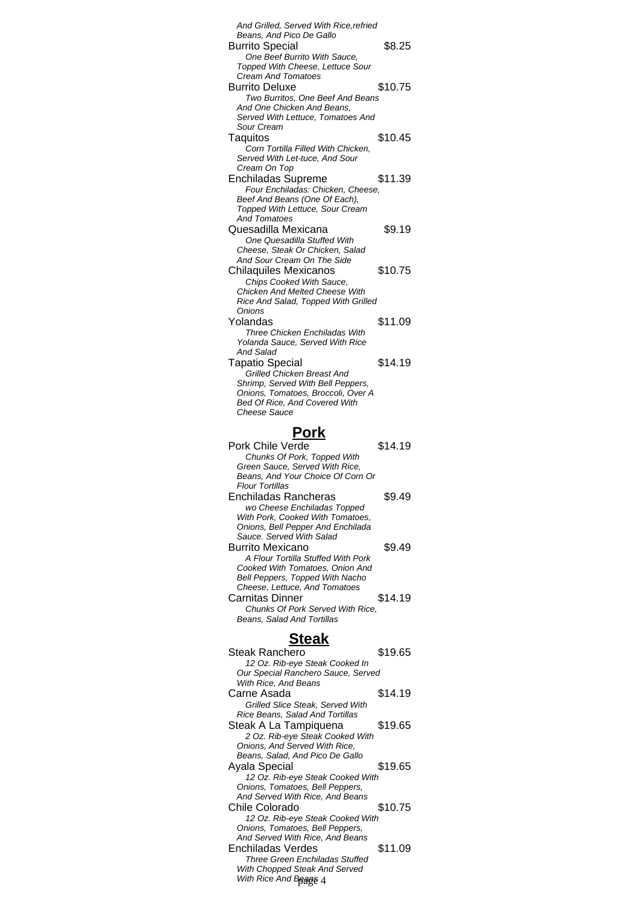*And Grilled, Served With Rice,refried Beans, And Pico De Gallo*

Burrito Special $8.25
*One Beef Burrito With Sauce, Topped With Cheese, Lettuce Sour Cream And Tomatoes*

Burrito Deluxe $10.75
*Two Burritos, One Beef And Beans And One Chicken And Beans, Served With Lettuce, Tomatoes And Sour Cream*

Taquitos $10.45
*Corn Tortilla Filled With Chicken, Served With Let-tuce, And Sour Cream On Top*

Enchiladas Supreme $11.39
*Four Enchiladas: Chicken, Cheese, Beef And Beans (One Of Each), Topped With Lettuce, Sour Cream And Tomatoes*

Quesadilla Mexicana $9.19
*One Quesadilla Stuffed With Cheese, Steak Or Chicken, Salad And Sour Cream On The Side*

Chilaquiles Mexicanos $10.75
*Chips Cooked With Sauce, Chicken And Melted Cheese With Rice And Salad, Topped With Grilled Onions*

Yolandas $11.09
*Three Chicken Enchiladas With Yolanda Sauce, Served With Rice And Salad*

Tapatio Special $14.19
*Grilled Chicken Breast And Shrimp, Served With Bell Peppers, Onions, Tomatoes, Broccoli, Over A Bed Of Rice, And Covered With Cheese Sauce*

## Pork

Pork Chile Verde $14.19
*Chunks Of Pork, Topped With Green Sauce, Served With Rice, Beans, And Your Choice Of Corn Or Flour Tortillas*

Enchiladas Rancheras $9.49
*wo Cheese Enchiladas Topped With Pork, Cooked With Tomatoes, Onions, Bell Pepper And Enchilada Sauce. Served With Salad*

Burrito Mexicano $9.49
*A Flour Tortilla Stuffed With Pork Cooked With Tomatoes, Onion And Bell Peppers, Topped With Nacho Cheese, Lettuce, And Tomatoes*

Carnitas Dinner $14.19
*Chunks Of Pork Served With Rice, Beans, Salad And Tortillas*

## Steak

Steak Ranchero $19.65
*12 Oz. Rib-eye Steak Cooked In Our Special Ranchero Sauce, Served With Rice, And Beans*

Carne Asada $14.19
*Grilled Slice Steak, Served With Rice Beans, Salad And Tortillas*

Steak A La Tampiquena $19.65
*2 Oz. Rib-eye Steak Cooked With Onions, And Served With Rice, Beans, Salad, And Pico De Gallo*

Ayala Special $19.65
*12 Oz. Rib-eye Steak Cooked With Onions, Tomatoes, Bell Peppers, And Served With Rice, And Beans*

Chile Colorado $10.75
*12 Oz. Rib-eye Steak Cooked With Onions, Tomatoes, Bell Peppers, And Served With Rice, And Beans*

Enchiladas Verdes $11.09
*Three Green Enchiladas Stuffed With Chopped Steak And Served With Rice And Beans*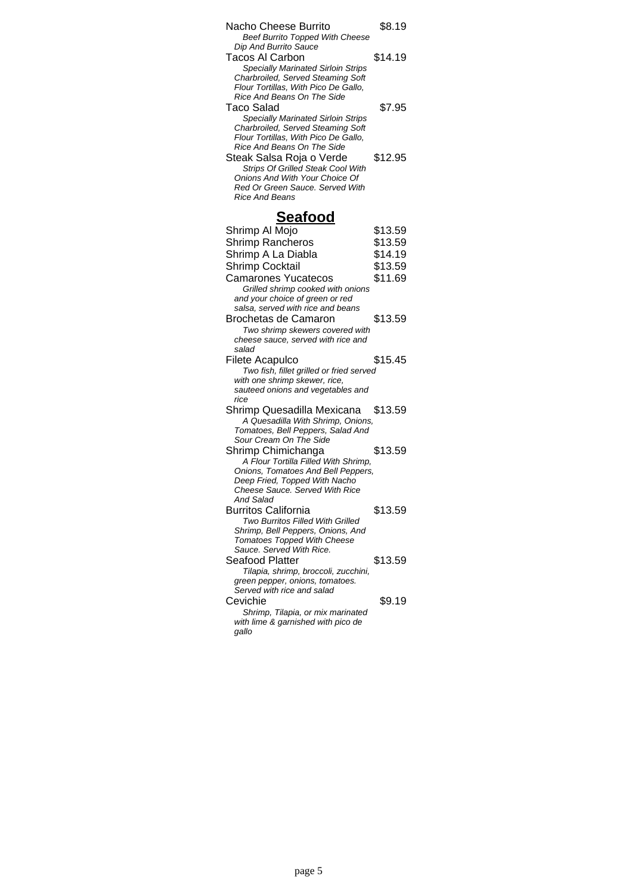Nacho Cheese Burrito $8.19
*Beef Burrito Topped With Cheese Dip And Burrito Sauce*

Tacos Al Carbon $14.19
*Specially Marinated Sirloin Strips Charbroiled, Served Steaming Soft Flour Tortillas, With Pico De Gallo, Rice And Beans On The Side*

Taco Salad $7.95
*Specially Marinated Sirloin Strips Charbroiled, Served Steaming Soft Flour Tortillas, With Pico De Gallo, Rice And Beans On The Side*

Steak Salsa Roja o Verde $12.95
*Strips Of Grilled Steak Cool With Onions And With Your Choice Of Red Or Green Sauce. Served With Rice And Beans*

## Seafood

Shrimp Al Mojo $13.59

Shrimp Rancheros $13.59

Shrimp A La Diabla $14.19

Shrimp Cocktail $13.59

Camarones Yucatecos $11.69
*Grilled shrimp cooked with onions and your choice of green or red salsa, served with rice and beans*

Brochetas de Camaron $13.59
*Two shrimp skewers covered with cheese sauce, served with rice and salad*

Filete Acapulco $15.45
*Two fish, fillet grilled or fried served with one shrimp skewer, rice, sauteed onions and vegetables and rice*

Shrimp Quesadilla Mexicana $13.59
*A Quesadilla With Shrimp, Onions, Tomatoes, Bell Peppers, Salad And Sour Cream On The Side*

Shrimp Chimichanga $13.59
*A Flour Tortilla Filled With Shrimp, Onions, Tomatoes And Bell Peppers, Deep Fried, Topped With Nacho Cheese Sauce. Served With Rice And Salad*

Burritos California $13.59
*Two Burritos Filled With Grilled Shrimp, Bell Peppers, Onions, And Tomatoes Topped With Cheese Sauce. Served With Rice.*

Seafood Platter $13.59
*Tilapia, shrimp, broccoli, zucchini, green pepper, onions, tomatoes. Served with rice and salad*

Cevichie $9.19
*Shrimp, Tilapia, or mix marinated with lime & garnished with pico de gallo*